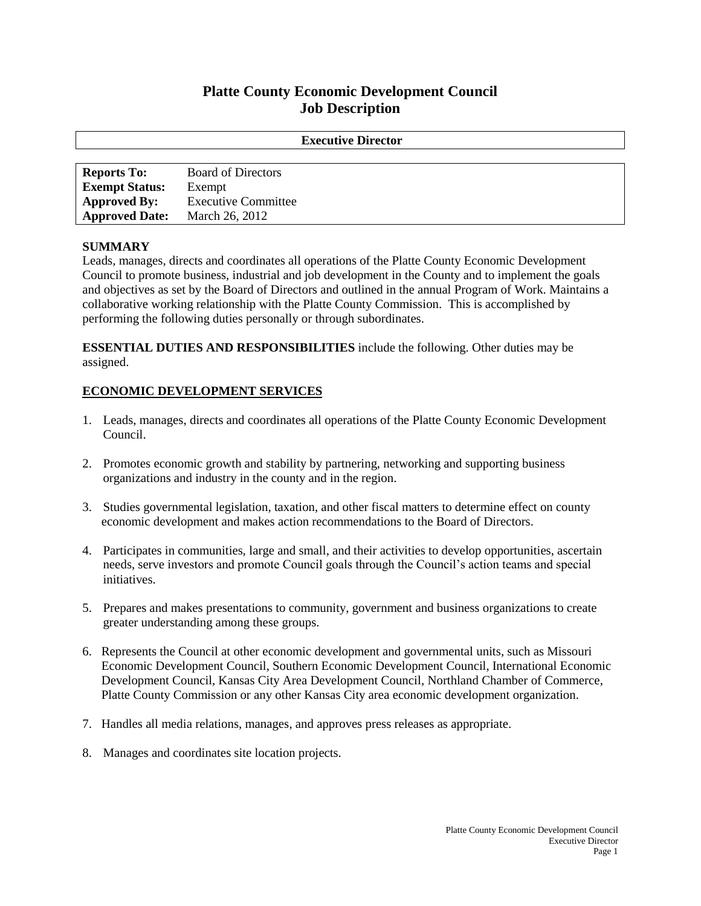# Platte County Economic Development Council
# Job Description

## Executive Director

| | |
|---|---|
| **Reports To:** | Board of Directors |
| **Exempt Status:** | Exempt |
| **Approved By:** | Executive Committee |
| **Approved Date:** | March 26, 2012 |

**SUMMARY**
Leads, manages, directs and coordinates all operations of the Platte County Economic Development Council to promote business, industrial and job development in the County and to implement the goals and objectives as set by the Board of Directors and outlined in the annual Program of Work. Maintains a collaborative working relationship with the Platte County Commission. This is accomplished by performing the following duties personally or through subordinates.

**ESSENTIAL DUTIES AND RESPONSIBILITIES** include the following. Other duties may be assigned.

**ECONOMIC DEVELOPMENT SERVICES**

1. Leads, manages, directs and coordinates all operations of the Platte County Economic Development Council.

2. Promotes economic growth and stability by partnering, networking and supporting business organizations and industry in the county and in the region.

3. Studies governmental legislation, taxation, and other fiscal matters to determine effect on county economic development and makes action recommendations to the Board of Directors.

4. Participates in communities, large and small, and their activities to develop opportunities, ascertain needs, serve investors and promote Council goals through the Council's action teams and special initiatives.

5. Prepares and makes presentations to community, government and business organizations to create greater understanding among these groups.

6. Represents the Council at other economic development and governmental units, such as Missouri Economic Development Council, Southern Economic Development Council, International Economic Development Council, Kansas City Area Development Council, Northland Chamber of Commerce, Platte County Commission or any other Kansas City area economic development organization.

7. Handles all media relations, manages, and approves press releases as appropriate.

8. Manages and coordinates site location projects.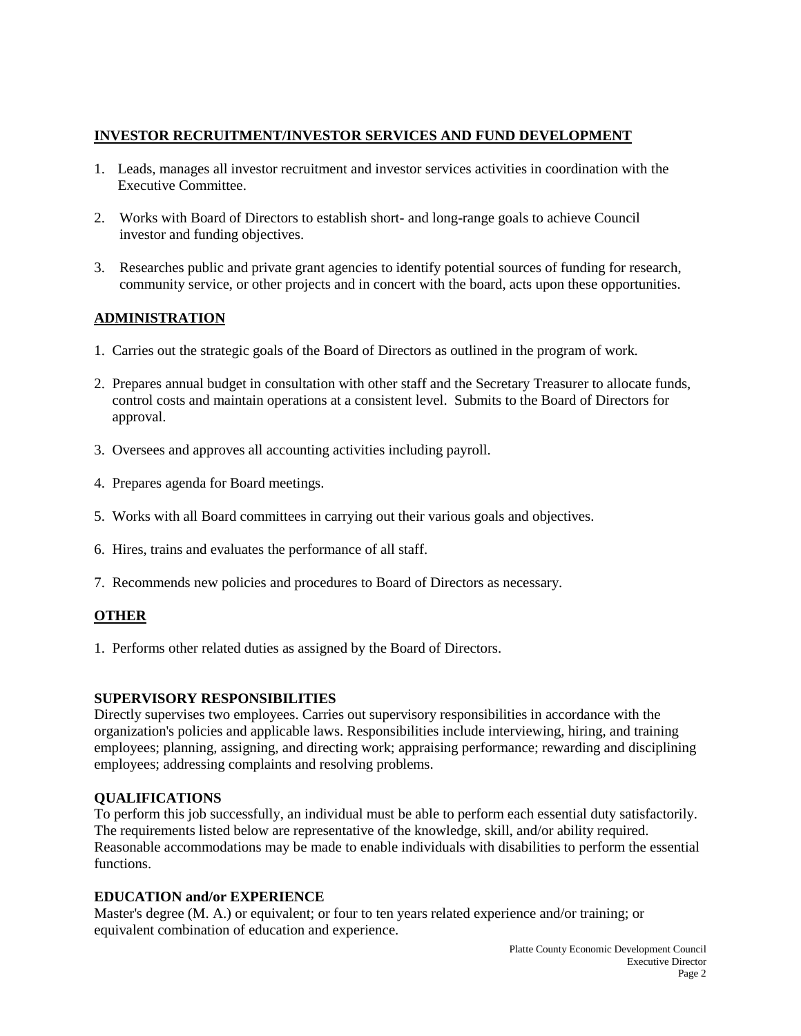## INVESTOR RECRUITMENT/INVESTOR SERVICES AND FUND DEVELOPMENT

1. Leads, manages all investor recruitment and investor services activities in coordination with the Executive Committee.
2. Works with Board of Directors to establish short- and long-range goals to achieve Council investor and funding objectives.
3. Researches public and private grant agencies to identify potential sources of funding for research, community service, or other projects and in concert with the board, acts upon these opportunities.

## ADMINISTRATION

1. Carries out the strategic goals of the Board of Directors as outlined in the program of work.
2. Prepares annual budget in consultation with other staff and the Secretary Treasurer to allocate funds, control costs and maintain operations at a consistent level. Submits to the Board of Directors for approval.
3. Oversees and approves all accounting activities including payroll.
4. Prepares agenda for Board meetings.
5. Works with all Board committees in carrying out their various goals and objectives.
6. Hires, trains and evaluates the performance of all staff.
7. Recommends new policies and procedures to Board of Directors as necessary.

## OTHER

1. Performs other related duties as assigned by the Board of Directors.

### SUPERVISORY RESPONSIBILITIES

Directly supervises two employees. Carries out supervisory responsibilities in accordance with the organization's policies and applicable laws. Responsibilities include interviewing, hiring, and training employees; planning, assigning, and directing work; appraising performance; rewarding and disciplining employees; addressing complaints and resolving problems.

### QUALIFICATIONS

To perform this job successfully, an individual must be able to perform each essential duty satisfactorily. The requirements listed below are representative of the knowledge, skill, and/or ability required. Reasonable accommodations may be made to enable individuals with disabilities to perform the essential functions.

### EDUCATION and/or EXPERIENCE

Master's degree (M. A.) or equivalent; or four to ten years related experience and/or training; or equivalent combination of education and experience.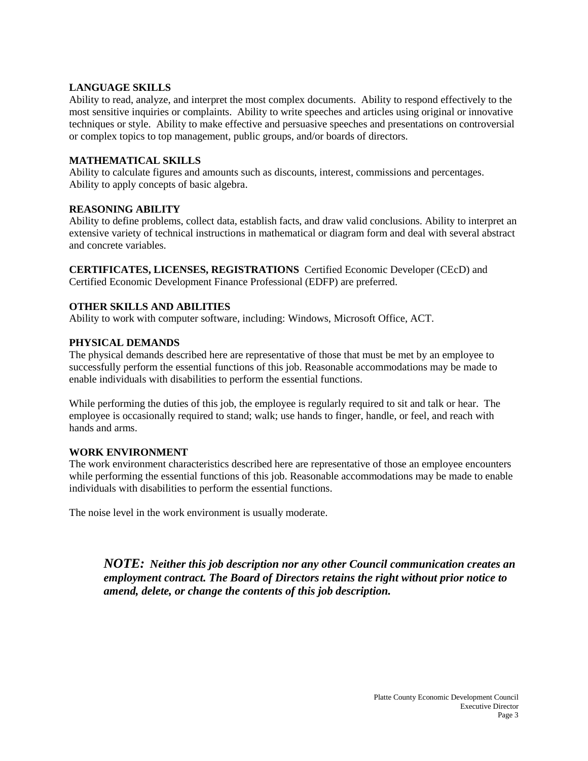**LANGUAGE SKILLS**
Ability to read, analyze, and interpret the most complex documents. Ability to respond effectively to the most sensitive inquiries or complaints. Ability to write speeches and articles using original or innovative techniques or style. Ability to make effective and persuasive speeches and presentations on controversial or complex topics to top management, public groups, and/or boards of directors.

**MATHEMATICAL SKILLS**
Ability to calculate figures and amounts such as discounts, interest, commissions and percentages. Ability to apply concepts of basic algebra.

**REASONING ABILITY**
Ability to define problems, collect data, establish facts, and draw valid conclusions. Ability to interpret an extensive variety of technical instructions in mathematical or diagram form and deal with several abstract and concrete variables.

**CERTIFICATES, LICENSES, REGISTRATIONS** Certified Economic Developer (CEcD) and Certified Economic Development Finance Professional (EDFP) are preferred.

**OTHER SKILLS AND ABILITIES**
Ability to work with computer software, including: Windows, Microsoft Office, ACT.

**PHYSICAL DEMANDS**
The physical demands described here are representative of those that must be met by an employee to successfully perform the essential functions of this job. Reasonable accommodations may be made to enable individuals with disabilities to perform the essential functions.

While performing the duties of this job, the employee is regularly required to sit and talk or hear. The employee is occasionally required to stand; walk; use hands to finger, handle, or feel, and reach with hands and arms.

**WORK ENVIRONMENT**
The work environment characteristics described here are representative of those an employee encounters while performing the essential functions of this job. Reasonable accommodations may be made to enable individuals with disabilities to perform the essential functions.

The noise level in the work environment is usually moderate.

> ***NOTE:** Neither this job description nor any other Council communication creates an employment contract. The Board of Directors retains the right without prior notice to amend, delete, or change the contents of this job description.*